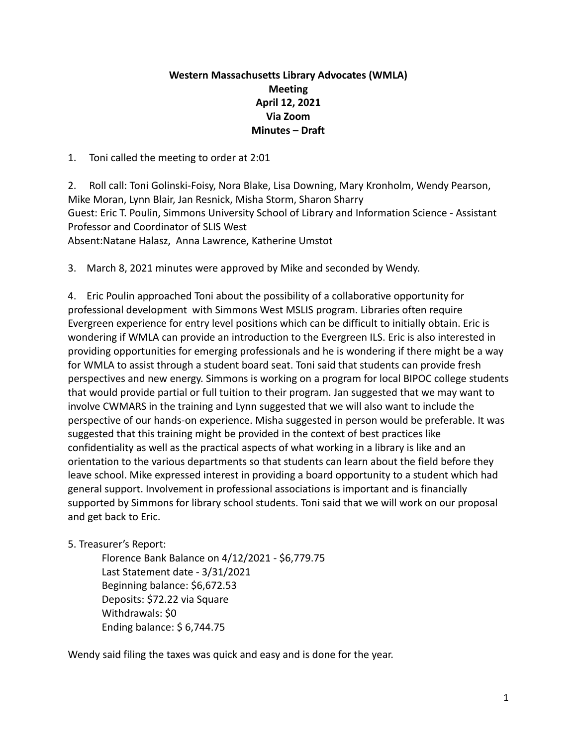**Western Massachusetts Library Advocates (WMLA)**
**Meeting**
**April 12, 2021**
**Via Zoom**
**Minutes – Draft**

1. Toni called the meeting to order at 2:01

2. Roll call: Toni Golinski-Foisy, Nora Blake, Lisa Downing, Mary Kronholm, Wendy Pearson, Mike Moran, Lynn Blair, Jan Resnick, Misha Storm, Sharon Sharry
Guest: Eric T. Poulin, Simmons University School of Library and Information Science - Assistant Professor and Coordinator of SLIS West
Absent:Natane Halasz, Anna Lawrence, Katherine Umstot

3. March 8, 2021 minutes were approved by Mike and seconded by Wendy.

4. Eric Poulin approached Toni about the possibility of a collaborative opportunity for professional development with Simmons West MSLIS program. Libraries often require Evergreen experience for entry level positions which can be difficult to initially obtain. Eric is wondering if WMLA can provide an introduction to the Evergreen ILS. Eric is also interested in providing opportunities for emerging professionals and he is wondering if there might be a way for WMLA to assist through a student board seat. Toni said that students can provide fresh perspectives and new energy. Simmons is working on a program for local BIPOC college students that would provide partial or full tuition to their program. Jan suggested that we may want to involve CWMARS in the training and Lynn suggested that we will also want to include the perspective of our hands-on experience. Misha suggested in person would be preferable. It was suggested that this training might be provided in the context of best practices like confidentiality as well as the practical aspects of what working in a library is like and an orientation to the various departments so that students can learn about the field before they leave school. Mike expressed interest in providing a board opportunity to a student which had general support. Involvement in professional associations is important and is financially supported by Simmons for library school students. Toni said that we will work on our proposal and get back to Eric.

5. Treasurer's Report:

Florence Bank Balance on 4/12/2021 - $6,779.75
Last Statement date - 3/31/2021
Beginning balance: $6,672.53
Deposits: $72.22 via Square
Withdrawals: $0
Ending balance: $ 6,744.75

Wendy said filing the taxes was quick and easy and is done for the year.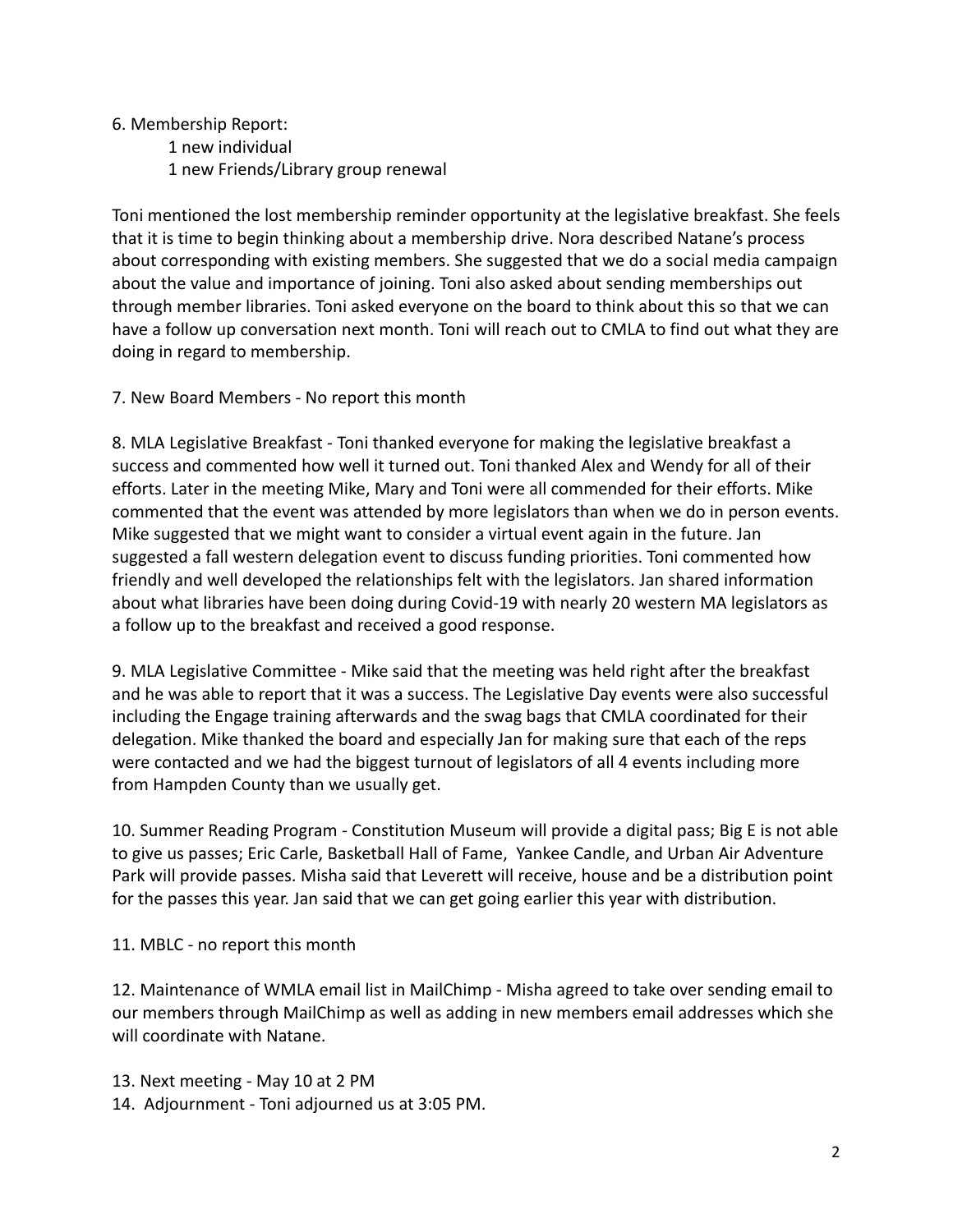6. Membership Report:

    1 new individual
    1 new Friends/Library group renewal

Toni mentioned the lost membership reminder opportunity at the legislative breakfast. She feels that it is time to begin thinking about a membership drive. Nora described Natane's process about corresponding with existing members. She suggested that we do a social media campaign about the value and importance of joining. Toni also asked about sending memberships out through member libraries. Toni asked everyone on the board to think about this so that we can have a follow up conversation next month. Toni will reach out to CMLA to find out what they are doing in regard to membership.

7. New Board Members - No report this month

8. MLA Legislative Breakfast - Toni thanked everyone for making the legislative breakfast a success and commented how well it turned out. Toni thanked Alex and Wendy for all of their efforts. Later in the meeting Mike, Mary and Toni were all commended for their efforts. Mike commented that the event was attended by more legislators than when we do in person events. Mike suggested that we might want to consider a virtual event again in the future. Jan suggested a fall western delegation event to discuss funding priorities. Toni commented how friendly and well developed the relationships felt with the legislators. Jan shared information about what libraries have been doing during Covid-19 with nearly 20 western MA legislators as a follow up to the breakfast and received a good response.

9. MLA Legislative Committee - Mike said that the meeting was held right after the breakfast and he was able to report that it was a success. The Legislative Day events were also successful including the Engage training afterwards and the swag bags that CMLA coordinated for their delegation. Mike thanked the board and especially Jan for making sure that each of the reps were contacted and we had the biggest turnout of legislators of all 4 events including more from Hampden County than we usually get.

10. Summer Reading Program - Constitution Museum will provide a digital pass; Big E is not able to give us passes; Eric Carle, Basketball Hall of Fame, Yankee Candle, and Urban Air Adventure Park will provide passes. Misha said that Leverett will receive, house and be a distribution point for the passes this year. Jan said that we can get going earlier this year with distribution.

11. MBLC - no report this month

12. Maintenance of WMLA email list in MailChimp - Misha agreed to take over sending email to our members through MailChimp as well as adding in new members email addresses which she will coordinate with Natane.

13. Next meeting - May 10 at 2 PM
14. Adjournment - Toni adjourned us at 3:05 PM.